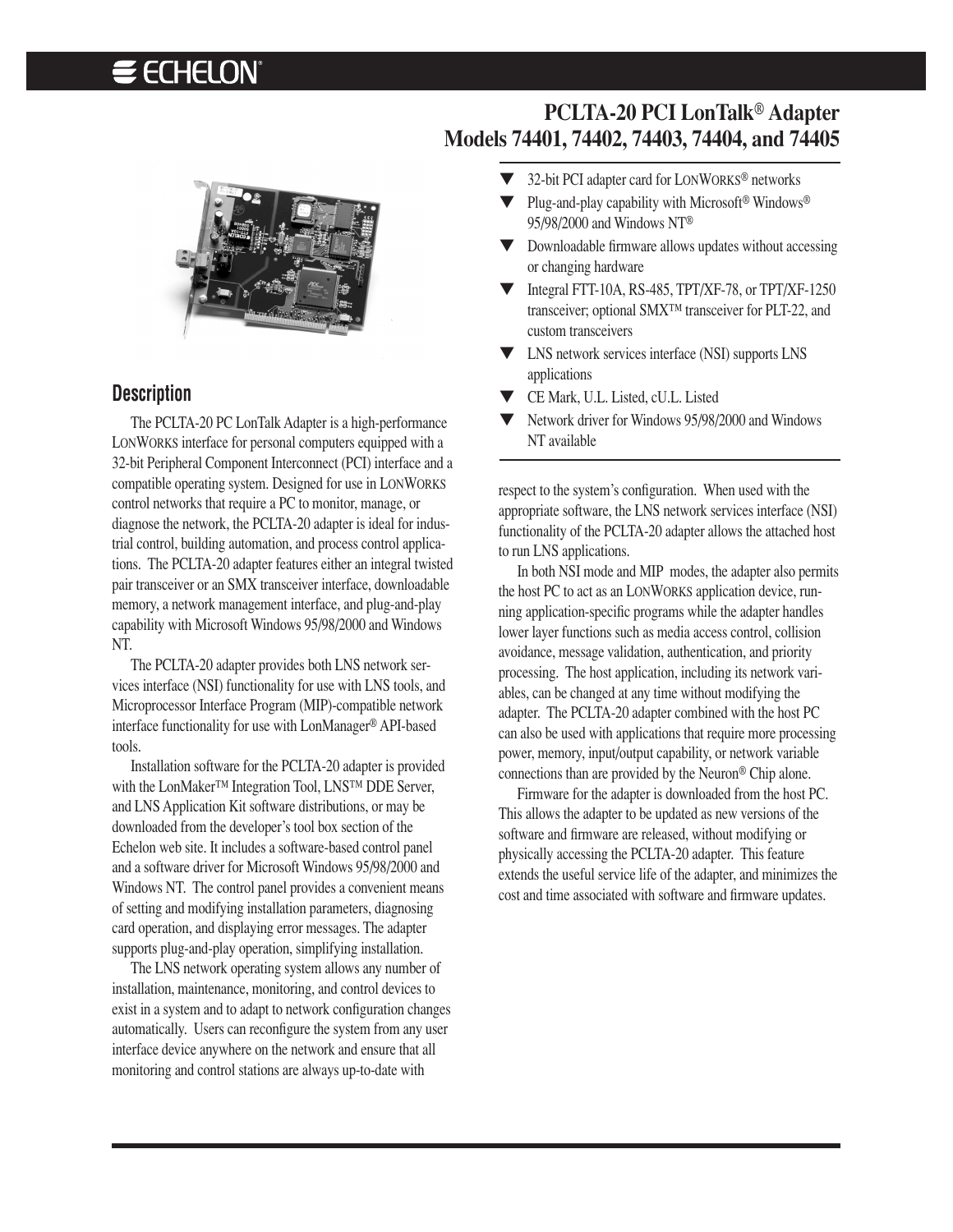# PCLTA-20 PCI LonTalk® Adapter
# Models 74401, 74402, 74403, 74404, and 74405

- 32-bit PCI adapter card for LonWorks® networks
- Plug-and-play capability with Microsoft® Windows® 95/98/2000 and Windows NT®
- Downloadable firmware allows updates without accessing or changing hardware
- Integral FTT-10A, RS-485, TPT/XF-78, or TPT/XF-1250 transceiver; optional SMX™ transceiver for PLT-22, and custom transceivers
- LNS network services interface (NSI) supports LNS applications
- CE Mark, U.L. Listed, cU.L. Listed
- Network driver for Windows 95/98/2000 and Windows NT available

## Description

The PCLTA-20 PC LonTalk Adapter is a high-performance LonWorks interface for personal computers equipped with a 32-bit Peripheral Component Interconnect (PCI) interface and a compatible operating system. Designed for use in LonWorks control networks that require a PC to monitor, manage, or diagnose the network, the PCLTA-20 adapter is ideal for industrial control, building automation, and process control applications. The PCLTA-20 adapter features either an integral twisted pair transceiver or an SMX transceiver interface, downloadable memory, a network management interface, and plug-and-play capability with Microsoft Windows 95/98/2000 and Windows NT.

The PCLTA-20 adapter provides both LNS network services interface (NSI) functionality for use with LNS tools, and Microprocessor Interface Program (MIP)-compatible network interface functionality for use with LonManager® API-based tools.

Installation software for the PCLTA-20 adapter is provided with the LonMaker™ Integration Tool, LNS™ DDE Server, and LNS Application Kit software distributions, or may be downloaded from the developer's tool box section of the Echelon web site. It includes a software-based control panel and a software driver for Microsoft Windows 95/98/2000 and Windows NT. The control panel provides a convenient means of setting and modifying installation parameters, diagnosing card operation, and displaying error messages. The adapter supports plug-and-play operation, simplifying installation.

The LNS network operating system allows any number of installation, maintenance, monitoring, and control devices to exist in a system and to adapt to network configuration changes automatically. Users can reconfigure the system from any user interface device anywhere on the network and ensure that all monitoring and control stations are always up-to-date with respect to the system's configuration. When used with the appropriate software, the LNS network services interface (NSI) functionality of the PCLTA-20 adapter allows the attached host to run LNS applications.

In both NSI mode and MIP modes, the adapter also permits the host PC to act as an LonWorks application device, running application-specific programs while the adapter handles lower layer functions such as media access control, collision avoidance, message validation, authentication, and priority processing. The host application, including its network variables, can be changed at any time without modifying the adapter. The PCLTA-20 adapter combined with the host PC can also be used with applications that require more processing power, memory, input/output capability, or network variable connections than are provided by the Neuron® Chip alone.

Firmware for the adapter is downloaded from the host PC. This allows the adapter to be updated as new versions of the software and firmware are released, without modifying or physically accessing the PCLTA-20 adapter. This feature extends the useful service life of the adapter, and minimizes the cost and time associated with software and firmware updates.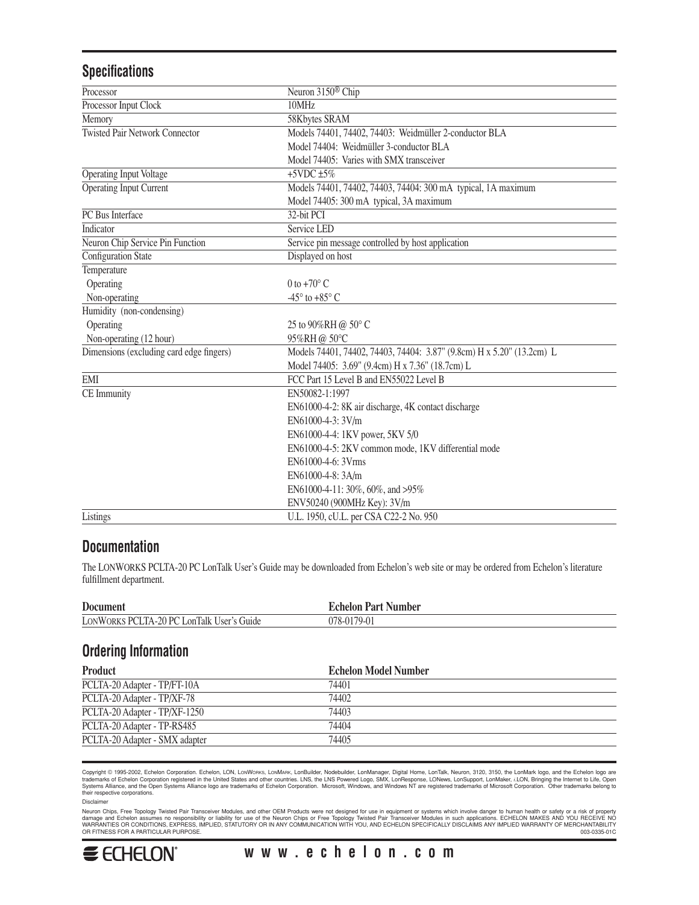## Specifications

| | |
|---|---|
| Processor | Neuron 3150® Chip |
| Processor Input Clock | 10MHz |
| Memory | 58Kbytes SRAM |
| Twisted Pair Network Connector | Models 74401, 74402, 74403: Weidmüller 2-conductor BLA |
| | Model 74404: Weidmüller 3-conductor BLA |
| | Model 74405: Varies with SMX transceiver |
| Operating Input Voltage | +5VDC ±5% |
| Operating Input Current | Models 74401, 74402, 74403, 74404: 300 mA typical, 1A maximum |
| | Model 74405: 300 mA typical, 3A maximum |
| PC Bus Interface | 32-bit PCI |
| Indicator | Service LED |
| Neuron Chip Service Pin Function | Service pin message controlled by host application |
| Configuration State | Displayed on host |
| Temperature | |
| Operating | 0 to +70° C |
| Non-operating | -45° to +85° C |
| Humidity (non-condensing) | |
| Operating | 25 to 90%RH @ 50° C |
| Non-operating (12 hour) | 95%RH @ 50°C |
| Dimensions (excluding card edge fingers) | Models 74401, 74402, 74403, 74404: 3.87" (9.8cm) H x 5.20" (13.2cm) L |
| | Model 74405: 3.69" (9.4cm) H x 7.36" (18.7cm) L |
| EMI | FCC Part 15 Level B and EN55022 Level B |
| CE Immunity | EN50082-1:1997 |
| | EN61000-4-2: 8K air discharge, 4K contact discharge |
| | EN61000-4-3: 3V/m |
| | EN61000-4-4: 1KV power, 5KV 5/0 |
| | EN61000-4-5: 2KV common mode, 1KV differential mode |
| | EN61000-4-6: 3Vrms |
| | EN61000-4-8: 3A/m |
| | EN61000-4-11: 30%, 60%, and >95% |
| | ENV50240 (900MHz Key): 3V/m |
| Listings | U.L. 1950, cU.L. per CSA C22-2 No. 950 |

## Documentation

The LONWORKS PCLTA-20 PC LonTalk User's Guide may be downloaded from Echelon's web site or may be ordered from Echelon's literature fulfillment department.

| Document | Echelon Part Number |
|---|---|
| LONWORKS PCLTA-20 PC LonTalk User's Guide | 078-0179-01 |

## Ordering Information

| Product | Echelon Model Number |
|---|---|
| PCLTA-20 Adapter - TP/FT-10A | 74401 |
| PCLTA-20 Adapter - TP/XF-78 | 74402 |
| PCLTA-20 Adapter - TP/XF-1250 | 74403 |
| PCLTA-20 Adapter - TP-RS485 | 74404 |
| PCLTA-20 Adapter - SMX adapter | 74405 |

Copyright © 1995-2002, Echelon Corporation. Echelon, LON, LONWORKS, LONMARK, LonBuilder, Nodebuilder, LonManager, Digital Home, LonTalk, Neuron, 3120, 3150, the LonMark logo, and the Echelon logo are trademarks of Echelon Corporation registered in the United States and other countries. LNS, the LNS Powered Logo, SMX, LonResponse, LONews, LonSupport, LonMaker, i.LON, Bringing the Internet to Life, Open Systems Alliance, and the Open Systems Alliance logo are trademarks of Echelon Corporation. Microsoft, Windows, and Windows NT are registered trademarks of Microsoft Corporation. Other trademarks belong to their respective corporations.

Disclaimer

Neuron Chips, Free Topology Twisted Pair Transceiver Modules, and other OEM Products were not designed for use in equipment or systems which involve danger to human health or safety or a risk of property damage and Echelon assumes no responsibility or liability for use of the Neuron Chips or Free Topology Twisted Pair Transceiver Modules in such applications. ECHELON MAKES AND YOU RECEIVE NO WARRANTIES OR CONDITIONS, EXPRESS, IMPLIED, STATUTORY OR IN ANY COMMUNICATION WITH YOU, AND ECHELON SPECIFICALLY DISCLAIMS ANY IMPLIED WARRANTY OF MERCHANTABILITY OR FITNESS FOR A PARTICULAR PURPOSE.

003-0335-01C

ECHELON®

www.echelon.com